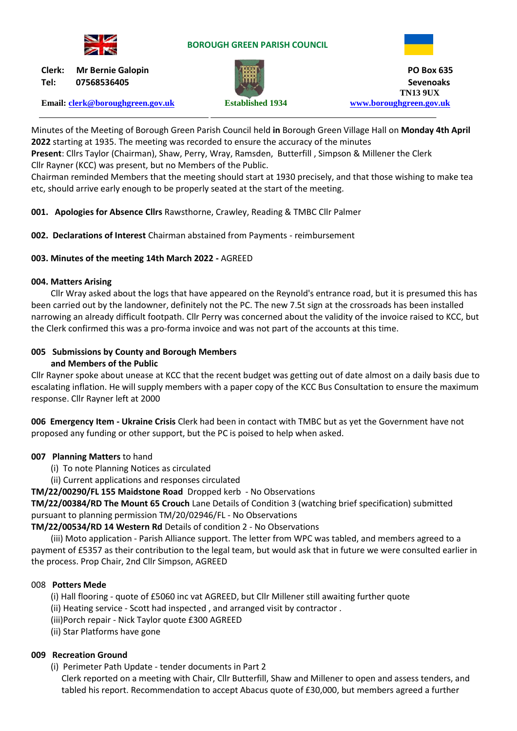## BOROUGH GREEN PARISH COUNCIL

**Clerk: Mr Bernie Galopin**
**Tel: 07568536405**

**Email: clerk@boroughgreen.gov.uk**

**Established 1934**

**PO Box 635**
**Sevenoaks**
**TN13 9UX**
**www.boroughgreen.gov.uk**

---

Minutes of the Meeting of Borough Green Parish Council held **in** Borough Green Village Hall on **Monday 4th April 2022** starting at 1935. The meeting was recorded to ensure the accuracy of the minutes

**Present**: Cllrs Taylor (Chairman), Shaw, Perry, Wray, Ramsden, Butterfill , Simpson & Millener the Clerk
Cllr Rayner (KCC) was present, but no Members of the Public.

Chairman reminded Members that the meeting should start at 1930 precisely, and that those wishing to make tea etc, should arrive early enough to be properly seated at the start of the meeting.

**001. Apologies for Absence Cllrs** Rawsthorne, Crawley, Reading & TMBC Cllr Palmer

**002. Declarations of Interest** Chairman abstained from Payments - reimbursement

**003. Minutes of the meeting 14th March 2022 -** AGREED

**004. Matters Arising**

Cllr Wray asked about the logs that have appeared on the Reynold's entrance road, but it is presumed this has been carried out by the landowner, definitely not the PC. The new 7.5t sign at the crossroads has been installed narrowing an already difficult footpath. Cllr Perry was concerned about the validity of the invoice raised to KCC, but the Clerk confirmed this was a pro-forma invoice and was not part of the accounts at this time.

**005 Submissions by County and Borough Members and Members of the Public**

Cllr Rayner spoke about unease at KCC that the recent budget was getting out of date almost on a daily basis due to escalating inflation. He will supply members with a paper copy of the KCC Bus Consultation to ensure the maximum response. Cllr Rayner left at 2000

**006 Emergency Item - Ukraine Crisis** Clerk had been in contact with TMBC but as yet the Government have not proposed any funding or other support, but the PC is poised to help when asked.

**007 Planning Matters** to hand

(i) To note Planning Notices as circulated
(ii) Current applications and responses circulated

**TM/22/00290/FL 155 Maidstone Road** Dropped kerb - No Observations

**TM/22/00384/RD The Mount 65 Crouch** Lane Details of Condition 3 (watching brief specification) submitted pursuant to planning permission TM/20/02946/FL - No Observations

**TM/22/00534/RD 14 Western Rd** Details of condition 2 - No Observations

(iii) Moto application - Parish Alliance support. The letter from WPC was tabled, and members agreed to a payment of £5357 as their contribution to the legal team, but would ask that in future we were consulted earlier in the process. Prop Chair, 2nd Cllr Simpson, AGREED

008 **Potters Mede**

(i) Hall flooring - quote of £5060 inc vat AGREED, but Cllr Millener still awaiting further quote
(ii) Heating service - Scott had inspected , and arranged visit by contractor .
(iii)Porch repair - Nick Taylor quote £300 AGREED
(ii) Star Platforms have gone

**009 Recreation Ground**

(i) Perimeter Path Update - tender documents in Part 2
Clerk reported on a meeting with Chair, Cllr Butterfill, Shaw and Millener to open and assess tenders, and tabled his report. Recommendation to accept Abacus quote of £30,000, but members agreed a further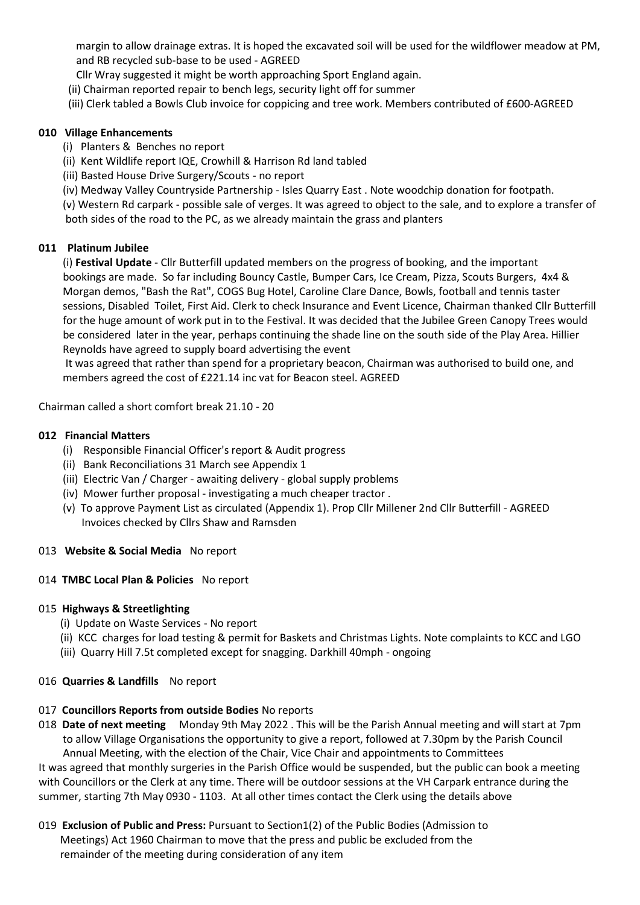margin to allow drainage extras. It is hoped the excavated soil will be used for the wildflower meadow at PM, and RB recycled sub-base to be used - AGREED

Cllr Wray suggested it might be worth approaching Sport England again.

(ii) Chairman reported repair to bench legs, security light off for summer

(iii) Clerk tabled a Bowls Club invoice for coppicing and tree work. Members contributed of £600-AGREED

**010 Village Enhancements**

(i) Planters & Benches no report

(ii) Kent Wildlife report IQE, Crowhill & Harrison Rd land tabled

(iii) Basted House Drive Surgery/Scouts - no report

(iv) Medway Valley Countryside Partnership - Isles Quarry East . Note woodchip donation for footpath.

(v) Western Rd carpark - possible sale of verges. It was agreed to object to the sale, and to explore a transfer of both sides of the road to the PC, as we already maintain the grass and planters

**011 Platinum Jubilee**

(i) **Festival Update** - Cllr Butterfill updated members on the progress of booking, and the important bookings are made. So far including Bouncy Castle, Bumper Cars, Ice Cream, Pizza, Scouts Burgers, 4x4 & Morgan demos, "Bash the Rat", COGS Bug Hotel, Caroline Clare Dance, Bowls, football and tennis taster sessions, Disabled Toilet, First Aid. Clerk to check Insurance and Event Licence, Chairman thanked Cllr Butterfill for the huge amount of work put in to the Festival. It was decided that the Jubilee Green Canopy Trees would be considered later in the year, perhaps continuing the shade line on the south side of the Play Area. Hillier Reynolds have agreed to supply board advertising the event

It was agreed that rather than spend for a proprietary beacon, Chairman was authorised to build one, and members agreed the cost of £221.14 inc vat for Beacon steel. AGREED

Chairman called a short comfort break 21.10 - 20

**012 Financial Matters**

(i) Responsible Financial Officer's report & Audit progress

(ii) Bank Reconciliations 31 March see Appendix 1

(iii) Electric Van / Charger - awaiting delivery - global supply problems

(iv) Mower further proposal - investigating a much cheaper tractor .

(v) To approve Payment List as circulated (Appendix 1). Prop Cllr Millener 2nd Cllr Butterfill - AGREED
Invoices checked by Cllrs Shaw and Ramsden

013 **Website & Social Media** No report

014 **TMBC Local Plan & Policies** No report

015 **Highways & Streetlighting**

(i) Update on Waste Services - No report

(ii) KCC charges for load testing & permit for Baskets and Christmas Lights. Note complaints to KCC and LGO

(iii) Quarry Hill 7.5t completed except for snagging. Darkhill 40mph - ongoing

016 **Quarries & Landfills** No report

017 **Councillors Reports from outside Bodies** No reports

018 **Date of next meeting** Monday 9th May 2022 . This will be the Parish Annual meeting and will start at 7pm to allow Village Organisations the opportunity to give a report, followed at 7.30pm by the Parish Council Annual Meeting, with the election of the Chair, Vice Chair and appointments to Committees

It was agreed that monthly surgeries in the Parish Office would be suspended, but the public can book a meeting with Councillors or the Clerk at any time. There will be outdoor sessions at the VH Carpark entrance during the summer, starting 7th May 0930 - 1103. At all other times contact the Clerk using the details above

019 **Exclusion of Public and Press:** Pursuant to Section1(2) of the Public Bodies (Admission to Meetings) Act 1960 Chairman to move that the press and public be excluded from the remainder of the meeting during consideration of any item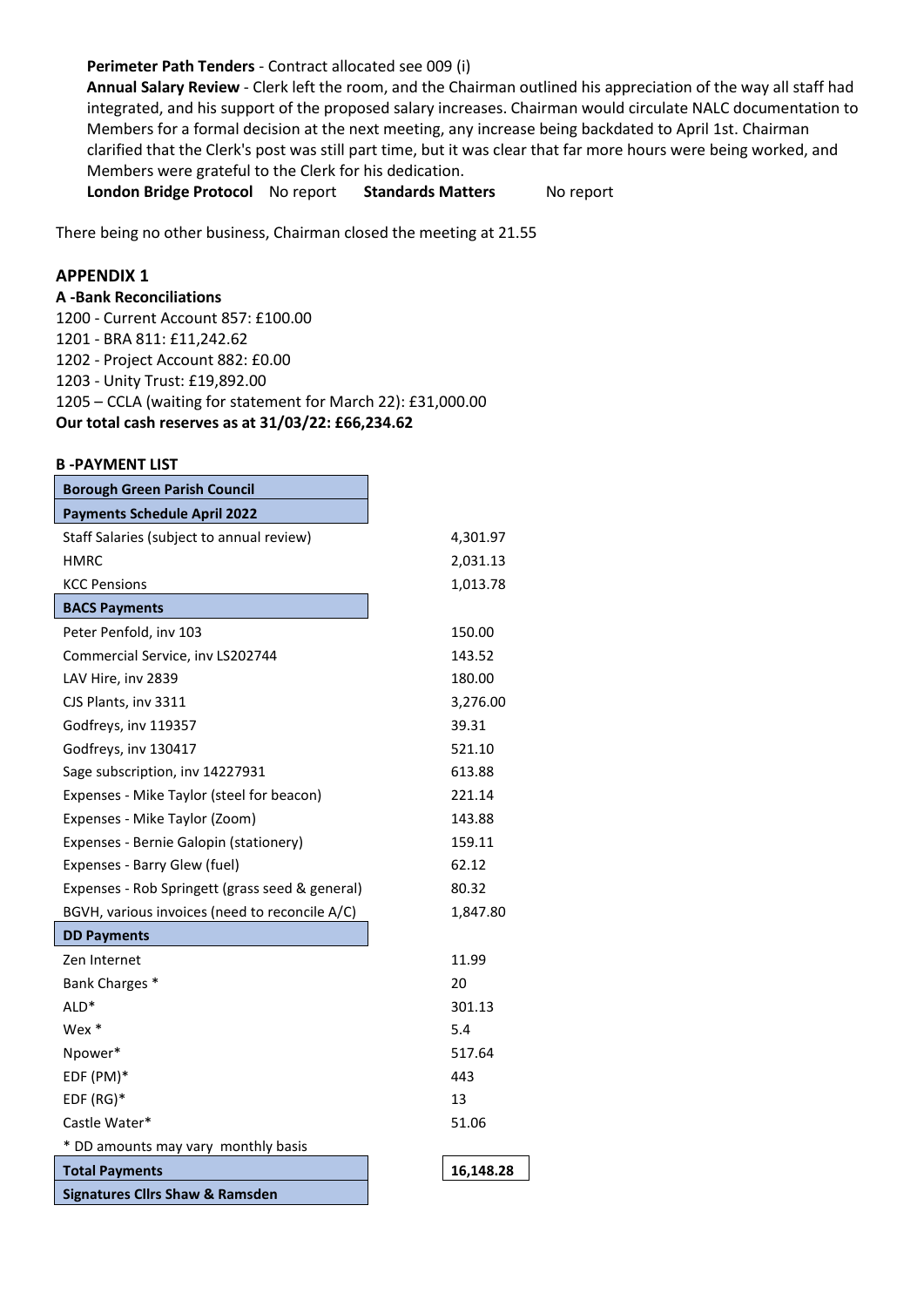**Perimeter Path Tenders** - Contract allocated see 009 (i)

**Annual Salary Review** - Clerk left the room, and the Chairman outlined his appreciation of the way all staff had integrated, and his support of the proposed salary increases. Chairman would circulate NALC documentation to Members for a formal decision at the next meeting, any increase being backdated to April 1st. Chairman clarified that the Clerk's post was still part time, but it was clear that far more hours were being worked, and Members were grateful to the Clerk for his dedication.

**London Bridge Protocol** No report **Standards Matters** No report

There being no other business, Chairman closed the meeting at 21.55

## APPENDIX 1

**A -Bank Reconciliations**

1200 - Current Account 857: £100.00
1201 - BRA 811: £11,242.62
1202 - Project Account 882: £0.00
1203 - Unity Trust: £19,892.00
1205 – CCLA (waiting for statement for March 22): £31,000.00
**Our total cash reserves as at 31/03/22: £66,234.62**

**B -PAYMENT LIST**

| | |
|---|---|
| **Borough Green Parish Council** | |
| **Payments Schedule April 2022** | |
| Staff Salaries (subject to annual review) | 4,301.97 |
| HMRC | 2,031.13 |
| KCC Pensions | 1,013.78 |
| **BACS Payments** | |
| Peter Penfold, inv 103 | 150.00 |
| Commercial Service, inv LS202744 | 143.52 |
| LAV Hire, inv 2839 | 180.00 |
| CJS Plants, inv 3311 | 3,276.00 |
| Godfreys, inv 119357 | 39.31 |
| Godfreys, inv 130417 | 521.10 |
| Sage subscription, inv 14227931 | 613.88 |
| Expenses - Mike Taylor (steel for beacon) | 221.14 |
| Expenses - Mike Taylor (Zoom) | 143.88 |
| Expenses - Bernie Galopin (stationery) | 159.11 |
| Expenses - Barry Glew (fuel) | 62.12 |
| Expenses - Rob Springett (grass seed & general) | 80.32 |
| BGVH, various invoices (need to reconcile A/C) | 1,847.80 |
| **DD Payments** | |
| Zen Internet | 11.99 |
| Bank Charges * | 20 |
| ALD* | 301.13 |
| Wex * | 5.4 |
| Npower* | 517.64 |
| EDF (PM)* | 443 |
| EDF (RG)* | 13 |
| Castle Water* | 51.06 |
| * DD amounts may vary monthly basis | |
| **Total Payments** | **16,148.28** |
| **Signatures Cllrs Shaw & Ramsden** | |